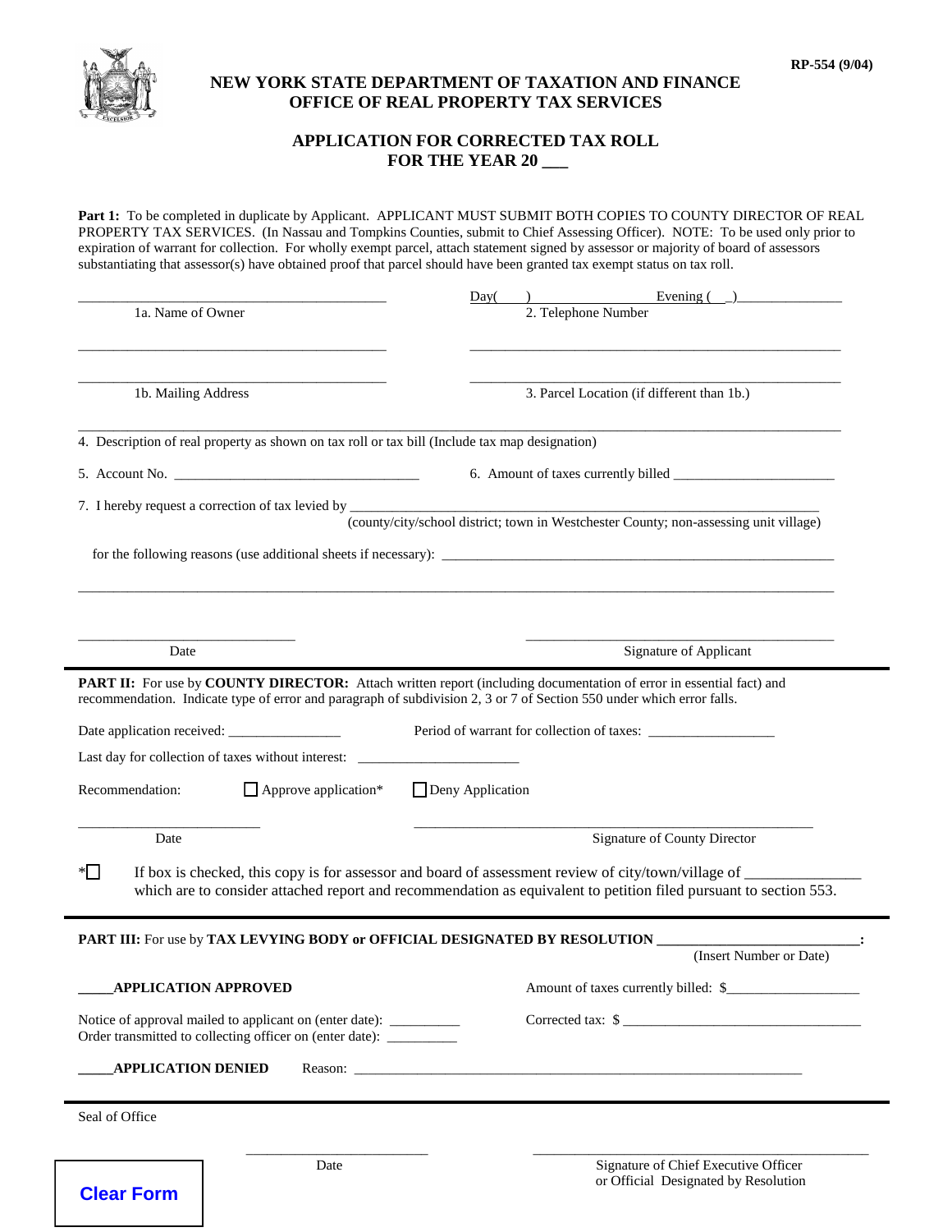RP-554 (9/04)

# NEW YORK STATE DEPARTMENT OF TAXATION AND FINANCE
## OFFICE OF REAL PROPERTY TAX SERVICES

## APPLICATION FOR CORRECTED TAX ROLL
## FOR THE YEAR 20 ___

**Part 1:** To be completed in duplicate by Applicant. APPLICANT MUST SUBMIT BOTH COPIES TO COUNTY DIRECTOR OF REAL PROPERTY TAX SERVICES. (In Nassau and Tompkins Counties, submit to Chief Assessing Officer). NOTE: To be used only prior to expiration of warrant for collection. For wholly exempt parcel, attach statement signed by assessor or majority of board of assessors substantiating that assessor(s) have obtained proof that parcel should have been granted tax exempt status on tax roll.

___________________________________________ 
1a. Name of Owner

Day( ) ________________ Evening ( ) ________________
2. Telephone Number

___________________________________________
___________________________________________
1b. Mailing Address

___________________________________________
___________________________________________
3. Parcel Location (if different than 1b.)

_____________________________________________________________________________________
4. Description of real property as shown on tax roll or tax bill (Include tax map designation)

5. Account No. ___________________________________

6. Amount of taxes currently billed ______________________

7. I hereby request a correction of tax levied by _____________________________________________________________
(county/city/school district; town in Westchester County; non-assessing unit village)

for the following reasons (use additional sheets if necessary): ______________________________________________

_____________________________________________________________________________________

______________________________
Date

___________________________________________
Signature of Applicant

**PART II:** For use by **COUNTY DIRECTOR:** Attach written report (including documentation of error in essential fact) and recommendation. Indicate type of error and paragraph of subdivision 2, 3 or 7 of Section 550 under which error falls.

Date application received: _______________

Period of warrant for collection of taxes: _________________

Last day for collection of taxes without interest: ______________________

Recommendation: ☐ Approve application* ☐ Deny Application

__________________________
Date

________________________________________________________
Signature of County Director

*☐ If box is checked, this copy is for assessor and board of assessment review of city/town/village of _______________ which are to consider attached report and recommendation as equivalent to petition filed pursuant to section 553.

**PART III:** For use by **TAX LEVYING BODY or OFFICIAL DESIGNATED BY RESOLUTION** ___________________________:
(Insert Number or Date)

_____**APPLICATION APPROVED**

Amount of taxes currently billed: $__________________

Notice of approval mailed to applicant on (enter date): __________

Order transmitted to collecting officer on (enter date): __________

Corrected tax: $ __________________________________

_____**APPLICATION DENIED** Reason: _______________________________________________________________

Seal of Office

__________________________
Date

______________________________________________
Signature of Chief Executive Officer
or Official Designated by Resolution

Clear Form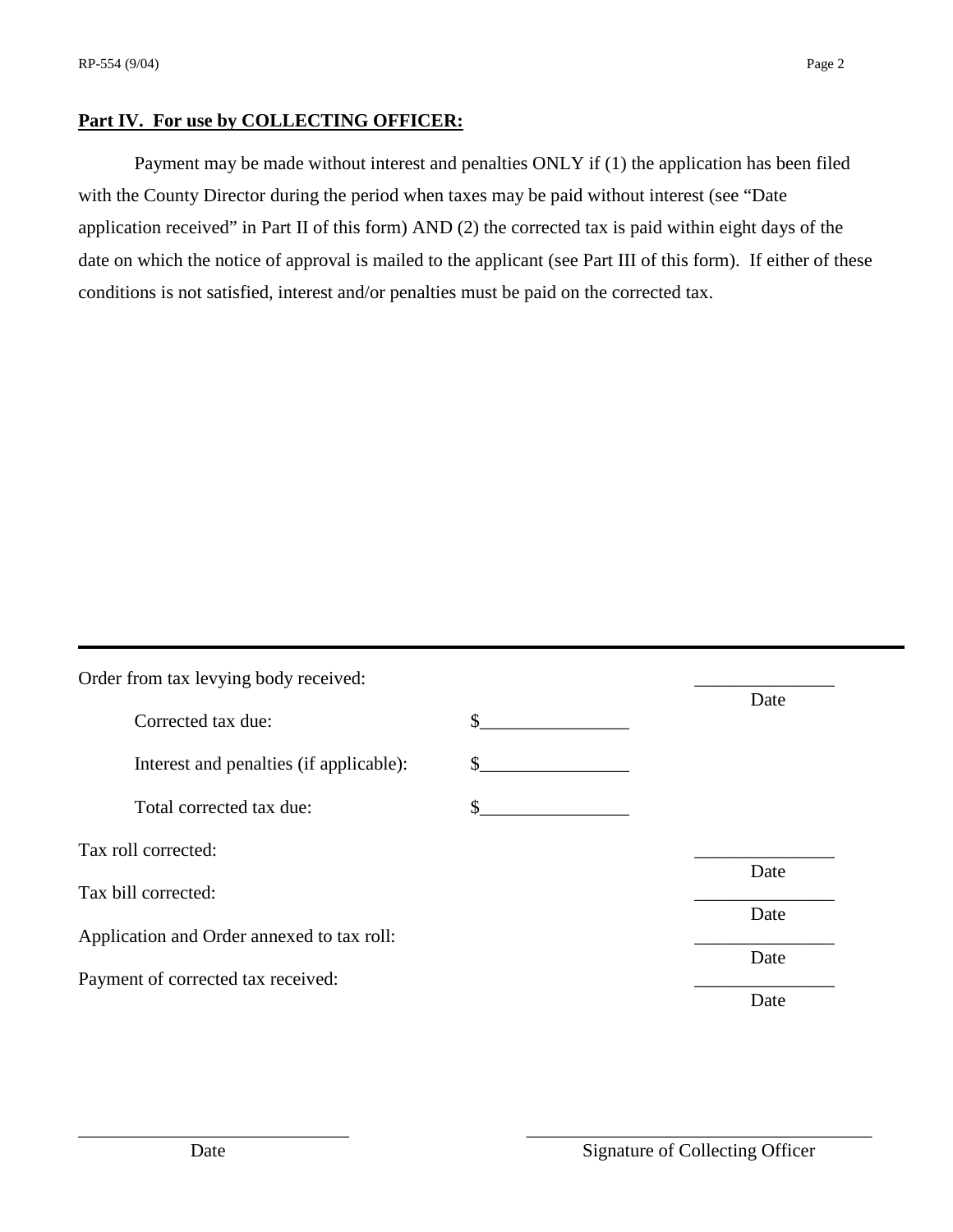## **Part IV. For use by COLLECTING OFFICER:**

Payment may be made without interest and penalties ONLY if (1) the application has been filed with the County Director during the period when taxes may be paid without interest (see "Date application received" in Part II of this form) AND (2) the corrected tax is paid within eight days of the date on which the notice of approval is mailed to the applicant (see Part III of this form). If either of these conditions is not satisfied, interest and/or penalties must be paid on the corrected tax.

---

Order from tax levying body received: _______________ Date

Corrected tax due: $________________

Interest and penalties (if applicable): $________________

Total corrected tax due: $________________

Tax roll corrected: _______________ Date

Tax bill corrected: _______________ Date

Application and Order annexed to tax roll: _______________ Date

Payment of corrected tax received: _______________ Date

_____________________________ Date

_____________________________________ Signature of Collecting Officer